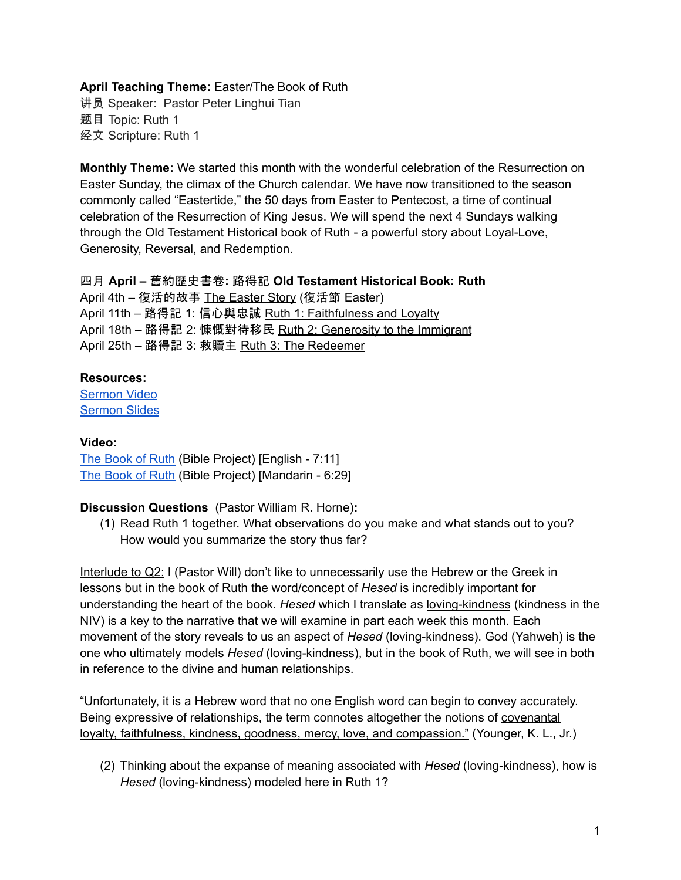**April Teaching Theme:** Easter/The Book of Ruth
讲员 Speaker: Pastor Peter Linghui Tian
题目 Topic: Ruth 1
经文 Scripture: Ruth 1

**Monthly Theme:** We started this month with the wonderful celebration of the Resurrection on Easter Sunday, the climax of the Church calendar. We have now transitioned to the season commonly called "Eastertide," the 50 days from Easter to Pentecost, a time of continual celebration of the Resurrection of King Jesus. We will spend the next 4 Sundays walking through the Old Testament Historical book of Ruth - a powerful story about Loyal-Love, Generosity, Reversal, and Redemption.

**四月 April – 舊約歷史書卷: 路得記 Old Testament Historical Book: Ruth**
April 4th – 復活的故事 The Easter Story (復活節 Easter)
April 11th – 路得記 1: 信心與忠誠 Ruth 1: Faithfulness and Loyalty
April 18th – 路得記 2: 慷慨對待移民 Ruth 2: Generosity to the Immigrant
April 25th – 路得記 3: 救贖主 Ruth 3: The Redeemer

**Resources:**
Sermon Video
Sermon Slides

**Video:**
The Book of Ruth (Bible Project) [English - 7:11]
The Book of Ruth (Bible Project) [Mandarin - 6:29]

**Discussion Questions** (Pastor William R. Horne)**:**

(1) Read Ruth 1 together. What observations do you make and what stands out to you? How would you summarize the story thus far?

Interlude to Q2: I (Pastor Will) don't like to unnecessarily use the Hebrew or the Greek in lessons but in the book of Ruth the word/concept of *Hesed* is incredibly important for understanding the heart of the book. *Hesed* which I translate as loving-kindness (kindness in the NIV) is a key to the narrative that we will examine in part each week this month. Each movement of the story reveals to us an aspect of *Hesed* (loving-kindness). God (Yahweh) is the one who ultimately models *Hesed* (loving-kindness), but in the book of Ruth, we will see in both in reference to the divine and human relationships.

"Unfortunately, it is a Hebrew word that no one English word can begin to convey accurately. Being expressive of relationships, the term connotes altogether the notions of covenantal loyalty, faithfulness, kindness, goodness, mercy, love, and compassion." (Younger, K. L., Jr.)

(2) Thinking about the expanse of meaning associated with *Hesed* (loving-kindness), how is *Hesed* (loving-kindness) modeled here in Ruth 1?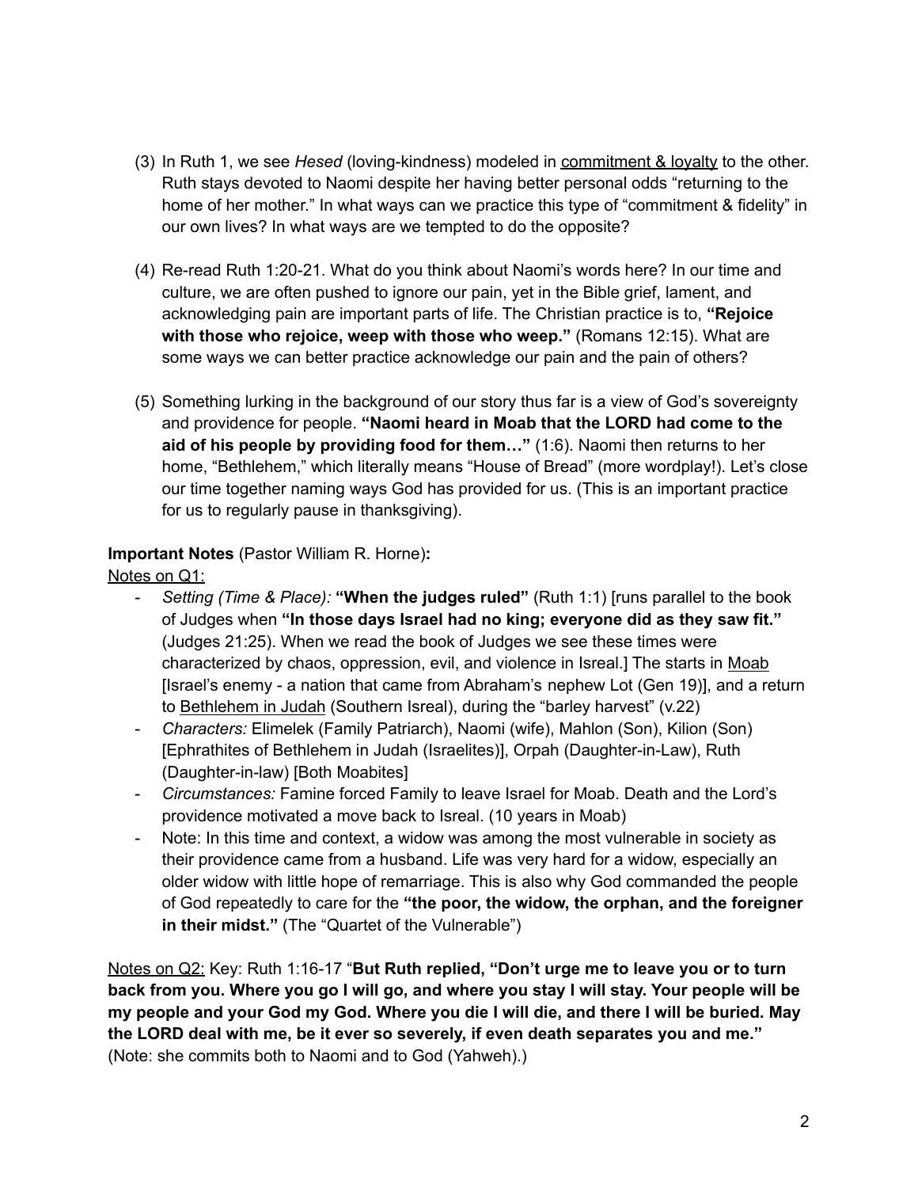(3) In Ruth 1, we see *Hesed* (loving-kindness) modeled in <u>commitment & loyalty</u> to the other. Ruth stays devoted to Naomi despite her having better personal odds "returning to the home of her mother." In what ways can we practice this type of "commitment & fidelity" in our own lives? In what ways are we tempted to do the opposite?

(4) Re-read Ruth 1:20-21. What do you think about Naomi's words here? In our time and culture, we are often pushed to ignore our pain, yet in the Bible grief, lament, and acknowledging pain are important parts of life. The Christian practice is to, **"Rejoice with those who rejoice, weep with those who weep."** (Romans 12:15). What are some ways we can better practice acknowledge our pain and the pain of others?

(5) Something lurking in the background of our story thus far is a view of God's sovereignty and providence for people. **"Naomi heard in Moab that the LORD had come to the aid of his people by providing food for them…"** (1:6). Naomi then returns to her home, "Bethlehem," which literally means "House of Bread" (more wordplay!). Let's close our time together naming ways God has provided for us. (This is an important practice for us to regularly pause in thanksgiving).

**Important Notes** (Pastor William R. Horne)**:**

<u>Notes on Q1:</u>

- *Setting (Time & Place):* **"When the judges ruled"** (Ruth 1:1) [runs parallel to the book of Judges when **"In those days Israel had no king; everyone did as they saw fit."** (Judges 21:25). When we read the book of Judges we see these times were characterized by chaos, oppression, evil, and violence in Isreal.] The starts in <u>Moab</u> [Israel's enemy - a nation that came from Abraham's nephew Lot (Gen 19)], and a return to <u>Bethlehem in Judah</u> (Southern Isreal), during the "barley harvest" (v.22)
- *Characters:* Elimelek (Family Patriarch), Naomi (wife), Mahlon (Son), Kilion (Son) [Ephrathites of Bethlehem in Judah (Israelites)], Orpah (Daughter-in-Law), Ruth (Daughter-in-law) [Both Moabites]
- *Circumstances:* Famine forced Family to leave Israel for Moab. Death and the Lord's providence motivated a move back to Isreal. (10 years in Moab)
- Note: In this time and context, a widow was among the most vulnerable in society as their providence came from a husband. Life was very hard for a widow, especially an older widow with little hope of remarriage. This is also why God commanded the people of God repeatedly to care for the **"the poor, the widow, the orphan, and the foreigner in their midst."** (The "Quartet of the Vulnerable")

<u>Notes on Q2:</u> Key: Ruth 1:16-17 "**But Ruth replied, "Don't urge me to leave you or to turn back from you. Where you go I will go, and where you stay I will stay. Your people will be my people and your God my God. Where you die I will die, and there I will be buried. May the LORD deal with me, be it ever so severely, if even death separates you and me."** (Note: she commits both to Naomi and to God (Yahweh).)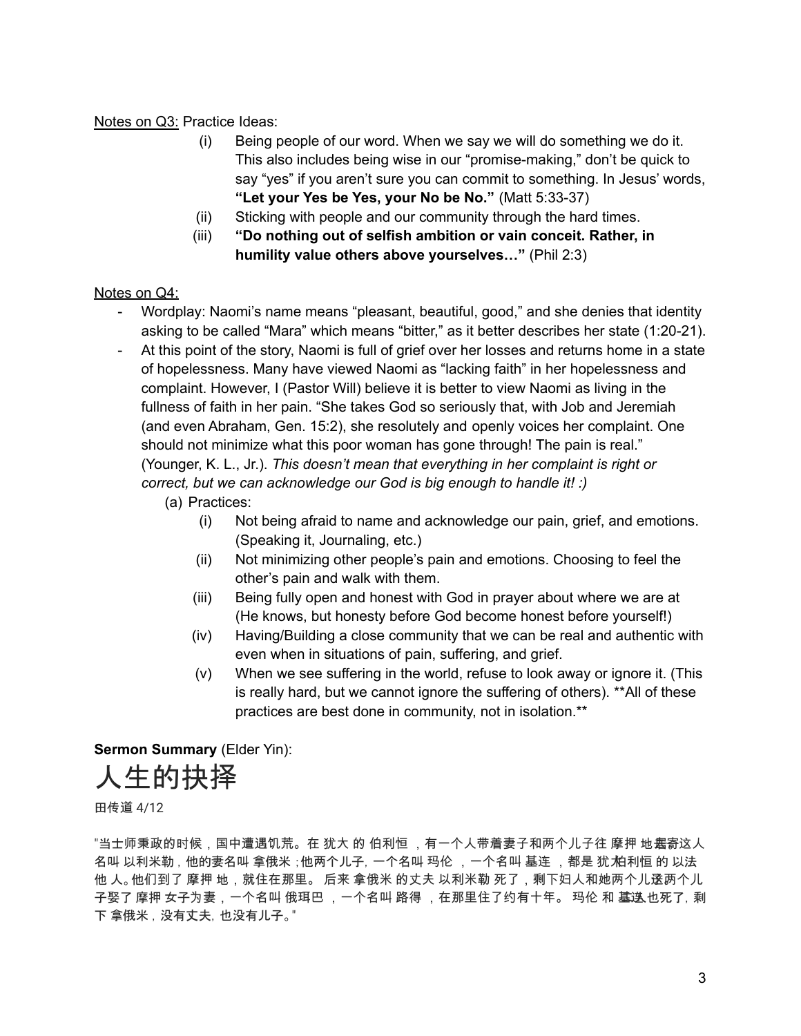<u>Notes on Q3:</u> Practice Ideas:

(i) Being people of our word. When we say we will do something we do it. This also includes being wise in our "promise-making," don't be quick to say "yes" if you aren't sure you can commit to something. In Jesus' words, **"Let your Yes be Yes, your No be No."** (Matt 5:33-37)

(ii) Sticking with people and our community through the hard times.

(iii) **"Do nothing out of selfish ambition or vain conceit. Rather, in humility value others above yourselves…"** (Phil 2:3)

<u>Notes on Q4:</u>

- Wordplay: Naomi's name means "pleasant, beautiful, good," and she denies that identity asking to be called "Mara" which means "bitter," as it better describes her state (1:20-21).
- At this point of the story, Naomi is full of grief over her losses and returns home in a state of hopelessness. Many have viewed Naomi as "lacking faith" in her hopelessness and complaint. However, I (Pastor Will) believe it is better to view Naomi as living in the fullness of faith in her pain. "She takes God so seriously that, with Job and Jeremiah (and even Abraham, Gen. 15:2), she resolutely and openly voices her complaint. One should not minimize what this poor woman has gone through! The pain is real." (Younger, K. L., Jr.). *This doesn't mean that everything in her complaint is right or correct, but we can acknowledge our God is big enough to handle it! :)*

  (a) Practices:

  (i) Not being afraid to name and acknowledge our pain, grief, and emotions. (Speaking it, Journaling, etc.)

  (ii) Not minimizing other people's pain and emotions. Choosing to feel the other's pain and walk with them.

  (iii) Being fully open and honest with God in prayer about where we are at (He knows, but honesty before God become honest before yourself!)

  (iv) Having/Building a close community that we can be real and authentic with even when in situations of pain, suffering, and grief.

  (v) When we see suffering in the world, refuse to look away or ignore it. (This is really hard, but we cannot ignore the suffering of others). **All of these practices are best done in community, not in isolation.**

**Sermon Summary** (Elder Yin):

# 人生的抉择

田传道 4/12

"当士师秉政的时候，国中遭遇饥荒。在 犹大 的 伯利恒 ，有一个人带着妻子和两个儿子往 摩押 地去寄居。这人名叫 以利米勒，他的妻名叫 拿俄米；他两个儿子，一个名叫 玛伦 ，一个名叫 基连 ，都是 犹大伯利恒 的 以法他 人。他们到了 摩押 地，就住在那里。 后来 拿俄米 的丈夫 以利米勒 死了，剩下妇人和她两个儿子。这两个儿子娶了 摩押 女子为妻，一个名叫 俄珥巴 ，一个名叫 路得 ，在那里住了约有十年。 玛伦 和 基连 二人也死了，剩下 拿俄米，没有丈夫，也没有儿子。"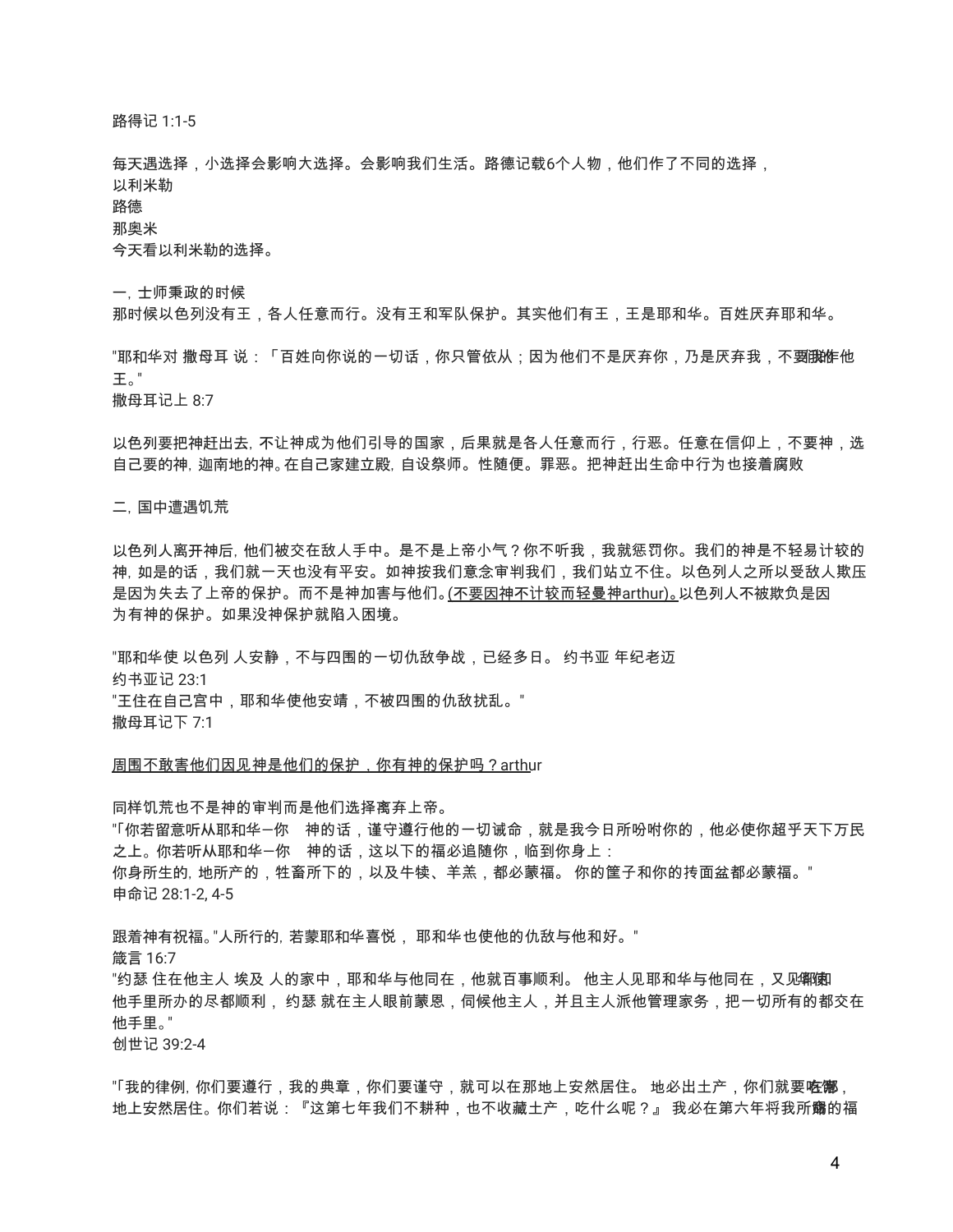路得记 1:1-5

每天遇选择，小选择会影响大选择。会影响我们生活。路德记载6个人物，他们作了不同的选择，
以利米勒
路德
那奥米
今天看以利米勒的选择。

一，士师秉政的时候
那时候以色列没有王，各人任意而行。没有王和军队保护。其实他们有王，王是耶和华。百姓厌弃耶和华。

"耶和华对 撒母耳 说：「百姓向你说的一切话，你只管依从；因为他们不是厌弃你，乃是厌弃我，不要我作他们的王。"
撒母耳记上 8:7

以色列要把神赶出去，不让神成为他们引导的国家，后果就是各人任意而行，行恶。任意在信仰上，不要神，选自己要的神，迦南地的神。在自己家建立殿，自设祭师。性随便。罪恶。把神赶出生命中行为也接着腐败

二，国中遭遇饥荒

以色列人离开神后，他们被交在敌人手中。是不是上帝小气？你不听我，我就惩罚你。我们的神是不轻易计较的神，如是的话，我们就一天也没有平安。如神按我们意念审判我们，我们站立不住。以色列人之所以受敌人欺压是因为失去了上帝的保护。而不是神加害与他们。(不要因神不计较而轻曼神arthur)。以色列人不被欺负是因为有神的保护。如果没神保护就陷入困境。

"耶和华使 以色列 人安静，不与四围的一切仇敌争战，已经多日。 约书亚 年纪老迈
约书亚记 23:1
"王住在自己宫中，耶和华使他安靖，不被四围的仇敌扰乱。"
撒母耳记下 7:1

周围不敢害他们因见神是他们的保护，你有神的保护吗？arthur

同样饥荒也不是神的审判而是他们选择离弃上帝。
"「你若留意听从耶和华—你　神的话，谨守遵行他的一切诫命，就是我今日所吩咐你的，他必使你超乎天下万民之上。你若听从耶和华—你　神的话，这以下的福必追随你，临到你身上：
你身所生的，地所产的，牲畜所下的，以及牛犊、羊羔，都必蒙福。 你的筐子和你的抟面盆都必蒙福。"
申命记 28:1-2, 4-5

跟着神有祝福。"人所行的，若蒙耶和华喜悦， 耶和华也使他的仇敌与他和好。"
箴言 16:7
"约瑟 住在他主人 埃及 人的家中，耶和华与他同在，他就百事顺利。 他主人见耶和华与他同在，又见耶和华使他手里所办的尽都顺利， 约瑟 就在主人眼前蒙恩，伺候他主人，并且主人派他管理家务，把一切所有的都交在他手里。"
创世记 39:2-4

"「我的律例，你们要遵行，我的典章，你们要谨守，就可以在那地上安然居住。 地必出土产，你们就要吃饱，在那地上安然居住。你们若说：『这第七年我们不耕种，也不收藏土产，吃什么呢？』 我必在第六年将我所命的福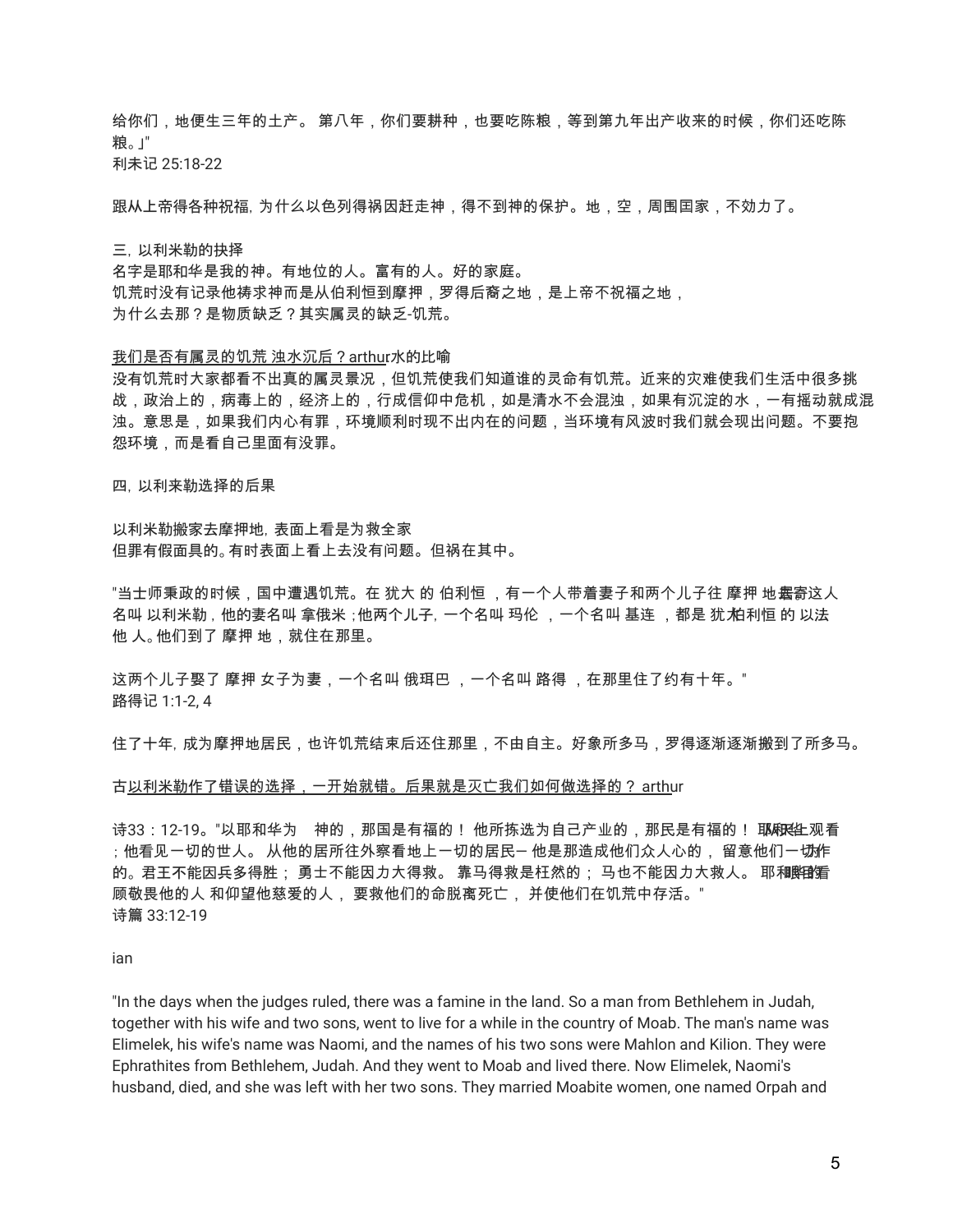给你们，地便生三年的土产。 第八年，你们要耕种，也要吃陈粮，等到第九年出产收来的时候，你们还吃陈粮。」"
利未记 25:18-22

跟从上帝得各种祝福, 为什么以色列得祸因赶走神，得不到神的保护。地，空，周围国家，不效力了。

三, 以利米勒的抉择
名字是耶和华是我的神。有地位的人。富有的人。好的家庭。
饥荒时没有记录他祷求神而是从伯利恒到摩押，罗得后裔之地，是上帝不祝福之地，
为什么去那？是物质缺乏？其实属灵的缺乏-饥荒。

我们是否有属灵的饥荒 浊水沉后？arthur水的比喻
没有饥荒时大家都看不出真的属灵景况，但饥荒使我们知道谁的灵命有饥荒。近来的灾难使我们生活中很多挑战，政治上的，病毒上的，经济上的，行成信仰中危机，如是清水不会混浊，如果有沉淀的水，一有摇动就成混浊。意思是，如果我们内心有罪，环境顺利时现不出内在的问题，当环境有风波时我们就会现出问题。不要抱怨环境，而是看自己里面有没罪。

四, 以利来勒选择的后果

以利米勒搬家去摩押地, 表面上看是为救全家
但罪有假面具的。有时表面上看上去没有问题。但祸在其中。

"当士师秉政的时候，国中遭遇饥荒。在 犹大 的 伯利恒 ，有一个人带着妻子和两个儿子往 摩押 地寄居。 这人名叫 以利米勒，他的妻名叫 拿俄米；他两个儿子, 一个名叫 玛伦 ，一个名叫 基连 ，都是 犹大 伯利恒 的 以法他 人。他们到了 摩押 地，就住在那里。

这两个儿子娶了 摩押 女子为妻，一个名叫 俄珥巴 ，一个名叫 路得 ，在那里住了约有十年。"
路得记 1:1-2, 4

住了十年, 成为摩押地居民，也许饥荒结束后还住那里，不由自主。好象所多马，罗得逐渐逐渐搬到了所多马。

古以利米勒作了错误的选择，一开始就错。后果就是灭亡我们如何做选择的？ arthur

诗33：12-19。"以耶和华为 神的，那国是有福的！ 他所拣选为自己产业的，那民是有福的！ 耶和华从天上观看；他看见一切的世人。 从他的居所往外察看地上一切的居民— 他是那造成他们众人心的， 留意他们一切作为的。君王不能因兵多得胜； 勇士不能因力大得救。 靠马得救是枉然的； 马也不能因力大救人。 耶和华的眼目看顾敬畏他的人 和仰望他慈爱的人， 要救他们的命脱离死亡， 并使他们在饥荒中存活。"
诗篇 33:12-19

ian

"In the days when the judges ruled, there was a famine in the land. So a man from Bethlehem in Judah, together with his wife and two sons, went to live for a while in the country of Moab. The man's name was Elimelek, his wife's name was Naomi, and the names of his two sons were Mahlon and Kilion. They were Ephrathites from Bethlehem, Judah. And they went to Moab and lived there. Now Elimelek, Naomi's husband, died, and she was left with her two sons. They married Moabite women, one named Orpah and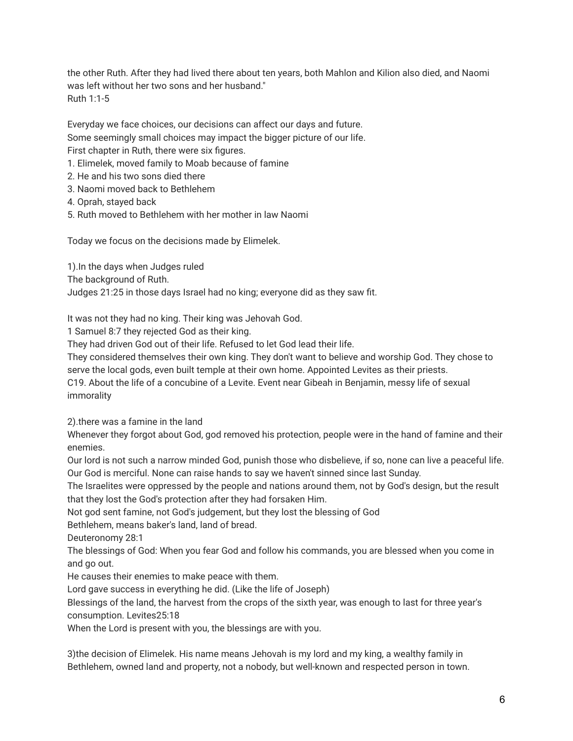the other Ruth. After they had lived there about ten years, both Mahlon and Kilion also died, and Naomi was left without her two sons and her husband."
Ruth 1:1-5

Everyday we face choices, our decisions can affect our days and future.
Some seemingly small choices may impact the bigger picture of our life.
First chapter in Ruth, there were six figures.

1. Elimelek, moved family to Moab because of famine
2. He and his two sons died there
3. Naomi moved back to Bethlehem
4. Oprah, stayed back
5. Ruth moved to Bethlehem with her mother in law Naomi

Today we focus on the decisions made by Elimelek.

1).In the days when Judges ruled
The background of Ruth.
Judges 21:25 in those days Israel had no king; everyone did as they saw fit.

It was not they had no king. Their king was Jehovah God.
1 Samuel 8:7 they rejected God as their king.
They had driven God out of their life. Refused to let God lead their life.
They considered themselves their own king. They don't want to believe and worship God. They chose to serve the local gods, even built temple at their own home. Appointed Levites as their priests.
C19. About the life of a concubine of a Levite. Event near Gibeah in Benjamin, messy life of sexual immorality

2).there was a famine in the land
Whenever they forgot about God, god removed his protection, people were in the hand of famine and their enemies.
Our lord is not such a narrow minded God, punish those who disbelieve, if so, none can live a peaceful life. Our God is merciful. None can raise hands to say we haven't sinned since last Sunday.
The Israelites were oppressed by the people and nations around them, not by God's design, but the result that they lost the God's protection after they had forsaken Him.
Not god sent famine, not God's judgement, but they lost the blessing of God
Bethlehem, means baker's land, land of bread.
Deuteronomy 28:1
The blessings of God: When you fear God and follow his commands, you are blessed when you come in and go out.
He causes their enemies to make peace with them.
Lord gave success in everything he did. (Like the life of Joseph)
Blessings of the land, the harvest from the crops of the sixth year, was enough to last for three year's consumption. Levites25:18
When the Lord is present with you, the blessings are with you.

3)the decision of Elimelek. His name means Jehovah is my lord and my king, a wealthy family in Bethlehem, owned land and property, not a nobody, but well-known and respected person in town.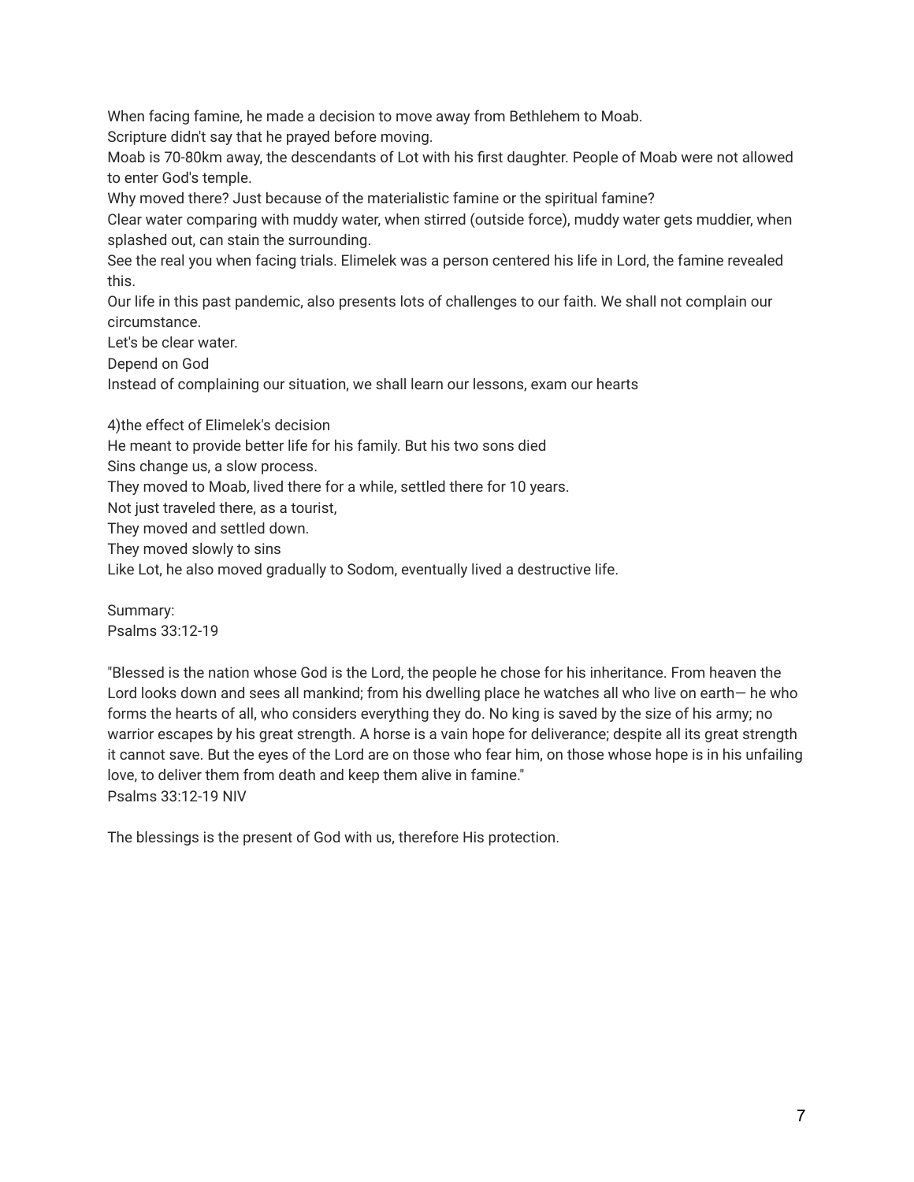When facing famine, he made a decision to move away from Bethlehem to Moab.
Scripture didn't say that he prayed before moving.
Moab is 70-80km away, the descendants of Lot with his first daughter. People of Moab were not allowed to enter God's temple.
Why moved there? Just because of the materialistic famine or the spiritual famine?
Clear water comparing with muddy water, when stirred (outside force), muddy water gets muddier, when splashed out, can stain the surrounding.
See the real you when facing trials. Elimelek was a person centered his life in Lord, the famine revealed this.
Our life in this past pandemic, also presents lots of challenges to our faith. We shall not complain our circumstance.
Let's be clear water.
Depend on God
Instead of complaining our situation, we shall learn our lessons, exam our hearts

4)the effect of Elimelek's decision
He meant to provide better life for his family. But his two sons died
Sins change us, a slow process.
They moved to Moab, lived there for a while, settled there for 10 years.
Not just traveled there, as a tourist,
They moved and settled down.
They moved slowly to sins
Like Lot, he also moved gradually to Sodom, eventually lived a destructive life.

Summary:
Psalms 33:12-19

"Blessed is the nation whose God is the Lord, the people he chose for his inheritance. From heaven the Lord looks down and sees all mankind; from his dwelling place he watches all who live on earth— he who forms the hearts of all, who considers everything they do. No king is saved by the size of his army; no warrior escapes by his great strength. A horse is a vain hope for deliverance; despite all its great strength it cannot save. But the eyes of the Lord are on those who fear him, on those whose hope is in his unfailing love, to deliver them from death and keep them alive in famine."
Psalms 33:12-19 NIV

The blessings is the present of God with us, therefore His protection.